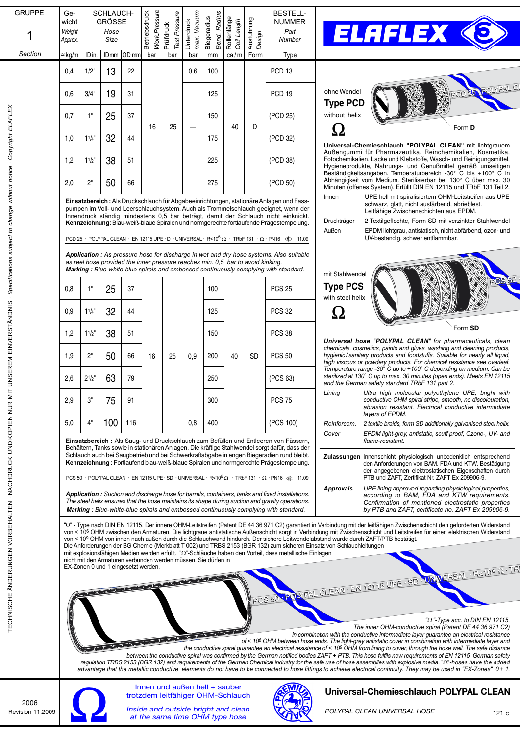# ELAFLEX

| GRUPPE 1 Section | Gewicht Weight Approx. ≈ kg/m | Schlauchgröße Hose Size ID in. | ID mm | OD mm | Betriebsdruck Work.Pressure bar | Prüfdruck Test Pressure bar | Unterdruck max. Vacuum bar | Biegeradius Bend. Radius mm | Rollenlänge Coil Length ca / m | Ausführung Design Form | BESTELL-NUMMER Part Number Type |
|---|---|---|---|---|---|---|---|---|---|---|---|
| | 0,4 | 1/2" | 13 | 22 | 16 | 25 | 0,6 | 100 | 40 | D | PCD 13 |
| | 0,6 | 3/4" | 19 | 31 | 16 | 25 | — | 125 | 40 | D | PCD 19 |
| | 0,7 | 1" | 25 | 37 | 16 | 25 | — | 150 | 40 | D | (PCD 25) |
| | 1,0 | 1¼" | 32 | 44 | 16 | 25 | — | 175 | 40 | D | (PCD 32) |
| | 1,2 | 1½" | 38 | 51 | 16 | 25 | — | 225 | 40 | D | (PCD 38) |
| | 2,0 | 2" | 50 | 66 | 16 | 25 | — | 275 | 40 | D | (PCD 50) |

**Einsatzbereich :** Als Druckschlauch für Abgabeeinrichtungen, stationäre Anlagen und Fasspumpen im Voll- und Leerschlauchsystem. Auch als Trommelschlauch geeignet, wenn der Innendruck ständig mindestens 0,5 bar beträgt, damit der Schlauch nicht einknickt.
**Kennzeichnung:** Blau-weiß-blaue Spiralen und normgerechte fortlaufende Prägestempelung.

PCD 25 · POLYPAL CLEAN · EN 12115 UPE · D · UNIVERSAL · R<10⁶ Ω · TRbF 131 · Ω · PN16 · 11.09

*Application : As pressure hose for discharge in wet and dry hose systems. Also suitable as reel hose provided the inner pressure reaches min. 0,5 bar to avoid kinking.*
*Marking : Blue-white-blue spirals and embossed continuously complying with standard.*

| Gewicht ≈ kg/m | ID in. | ID mm | OD mm | Betriebsdruck bar | Prüfdruck bar | Unterdruck bar | Biegeradius mm | Rollenlänge ca / m | Form | Type |
|---|---|---|---|---|---|---|---|---|---|---|
| 0,8 | 1" | 25 | 37 | 16 | 25 | 0,9 | 100 | 40 | SD | PCS 25 |
| 0,9 | 1¼" | 32 | 44 | 16 | 25 | 0,9 | 125 | 40 | SD | PCS 32 |
| 1,2 | 1½" | 38 | 51 | 16 | 25 | 0,9 | 150 | 40 | SD | PCS 38 |
| 1,9 | 2" | 50 | 66 | 16 | 25 | 0,9 | 200 | 40 | SD | PCS 50 |
| 2,6 | 2½" | 63 | 79 | 16 | 25 | 0,9 | 250 | 40 | SD | (PCS 63) |
| 2,9 | 3" | 75 | 91 | 16 | 25 | 0,9 | 300 | 40 | SD | PCS 75 |
| 5,0 | 4" | 100 | 116 | 16 | 25 | 0,8 | 400 | 40 | SD | (PCS 100) |

**Einsatzbereich :** Als Saug- und Druckschlauch zum Befüllen und Entleeren von Fässern, Behältern, Tanks sowie in stationären Anlagen. Die kräftige Stahlwendel sorgt dafür, dass der Schlauch auch bei Saugbetrieb und bei Schwerkraftabgabe in engen Biegeradien rund bleibt.
**Kennzeichnung :** Fortlaufend blau-weiß-blaue Spiralen und normgerechte Prägestempelung.

PCS 50 · POLYPAL CLEAN · EN 12115 UPE · SD · UNIVERSAL · R<10⁶ Ω · TRbF 131 · Ω · PN16 · 11.09

*Application : Suction and discharge hose for barrels, containers, tanks and fixed installations. The steel helix ensures that the hose maintains its shape during suction and gravity operations.*
***Marking :** Blue-white-blue spirals and embossed continuously complying with standard.*

ohne Wendel
**Type PCD**
without helix
Ω
Form **D**

**Universal-Chemieschlauch "POLYPAL CLEAN"** mit lichtgrauem Außengummi für Pharmazeutika, Reinchemikalien, Kosmetika, Fotochemikalien, Lacke und Klebstoffe, Wasch- und Reinigungsmittel, Hygieneprodukte, Nahrungs- und Genußmittel gemäß umseitigen Beständigkeitsangaben. Temperaturbereich -30° C bis +100° C in Abhängigkeit vom Medium. Sterilisierbar bei 130° C über max. 30 Minuten (offenes System). Erfüllt DIN EN 12115 und TRbF 131 Teil 2.

Innen — UPE hell mit spiralisiertem OHM-Leitstreifen aus UPE schwarz, glatt, nicht ausfärbend, abriebfest. Leitfähige Zwischenschichten aus EPDM.

Druckträger — 2 Textilgeflechte, Form SD mit verzinkter Stahlwendel

Außen — EPDM lichtgrau, antistatisch, nicht abfärbend, ozon- und UV-beständig, schwer entflammbar.

mit Stahlwendel
**Type PCS**
with steel helix
Ω
Form **SD**

***Universal hose "POLYPAL CLEAN"** for pharmaceuticals, clean chemicals, cosmetics, paints and glues, washing and cleaning products, hygienic / sanitary products and foodstuffs. Suitable for nearly all liquid, high viscous or powdery products. For chemical resistance see overleaf. Temperature range -30° C up to +100° C depending on medium. Can be sterilized at 130° C up to max. 30 minutes (open ends). Meets EN 12115 and the German safety standard TRbF 131 part 2.*

*Lining — Ultra high molecular polyethylene UPE, bright with conductive OHM spiral stripe, smooth, no discolouration, abrasion resistant. Electrical conductive intermediate layers of EPDM.*

*Reinforcem. — 2 textile braids, form SD additionally galvanised steel helix.*

*Cover — EPDM light-grey, antistatic, scuff proof, Ozone-, UV- and flame-resistant.*

**Zulassungen** — Innenschicht physiologisch unbedenklich entsprechend den Anforderungen von BAM, FDA und KTW. Bestätigung der angegebenen elektrostatischen Eigenschaften durch PTB und ZAFT, Zertifikat Nr. ZAFT Ex 209906-9.

***Approvals** — UPE lining approved regarding physiological properties, according to BAM, FDA and KTW requirements. Confirmation of mentioned electrostatic properties by PTB and ZAFT, certificate no. ZAFT Ex 209906-9.*

"Ω" - Type nach DIN EN 12115. Der innere OHM-Leitstreifen (Patent DE 44 36 971 C2) garantiert in Verbindung mit der leitfähigen Zwischenschicht den geforderten Widerstand von < 10⁶ OHM zwischen den Armaturen. Die lichtgraue antistatische Außenschicht sorgt in Verbindung mit Zwischenschicht und Leitstreifen für einen elektrischen Widerstand von < 10⁹ OHM von innen nach außen durch die Schlauchwand hindurch. Der sichere Leitwendelabstand wurde durch ZAFT/PTB bestätigt.
Die Anforderungen der BG Chemie (Merkblatt T 002) und TRBS 2153 (BGR 132) zum sicheren Einsatz von Schlauchleitungen mit explosionsfähigen Medien werden erfüllt. "Ω"-Schläuche haben den Vorteil, dass metallische Einlagen nicht mit den Armaturen verbunden werden müssen. Sie dürfen in EX-Zonen 0 und 1 eingesetzt werden.

PCS 50 · POLYPAL CLEAN · EN 12115 UPE · SD · UNIVERSAL · R<10⁹ Ω · TR

*"Ω"-Type acc. to DIN EN 12115. The inner OHM-conductive spiral (Patent DE 44 36 971 C2) in combination with the conductive intermediate layer guarantee an electrical resistance of < 10⁶ OHM between hose ends. The light-grey antistatic cover in combination with intermediate layer and the conductive spiral guarantee an electrical resistance of < 10⁹ OHM from lining to cover, through the hose wall. The safe distance between the conductive spiral was confirmed by the German notified bodies ZAFT + PTB. This hose fulfils new requirements of EN 12115, German safety regulation TRBS 2153 (BGR 132) and requirements of the German Chemical industry for the safe use of hose assemblies with explosive media. "Ω"-hoses have the added advantage that the metallic conductive elements do not have to be connected to hose fittings to achieve electrical continuity. They may be used in "EX-Zones" 0 + 1.*

Innen und außen hell + sauber trotzdem leitfähiger OHM-Schlauch

*Inside and outside bright and clean at the same time OHM type hose*

**Universal-Chemieschlauch POLYPAL CLEAN**

*POLYPAL CLEAN UNIVERSAL HOSE*

2006
Revision 11.2009

TECHNISCHE ÄNDERUNGEN VORBEHALTEN · NACHDRUCK UND KOPIEN NUR MIT UNSEREM EINVERSTÄNDNIS · *Specifications subject to change without notice · Copyright ELAFLEX*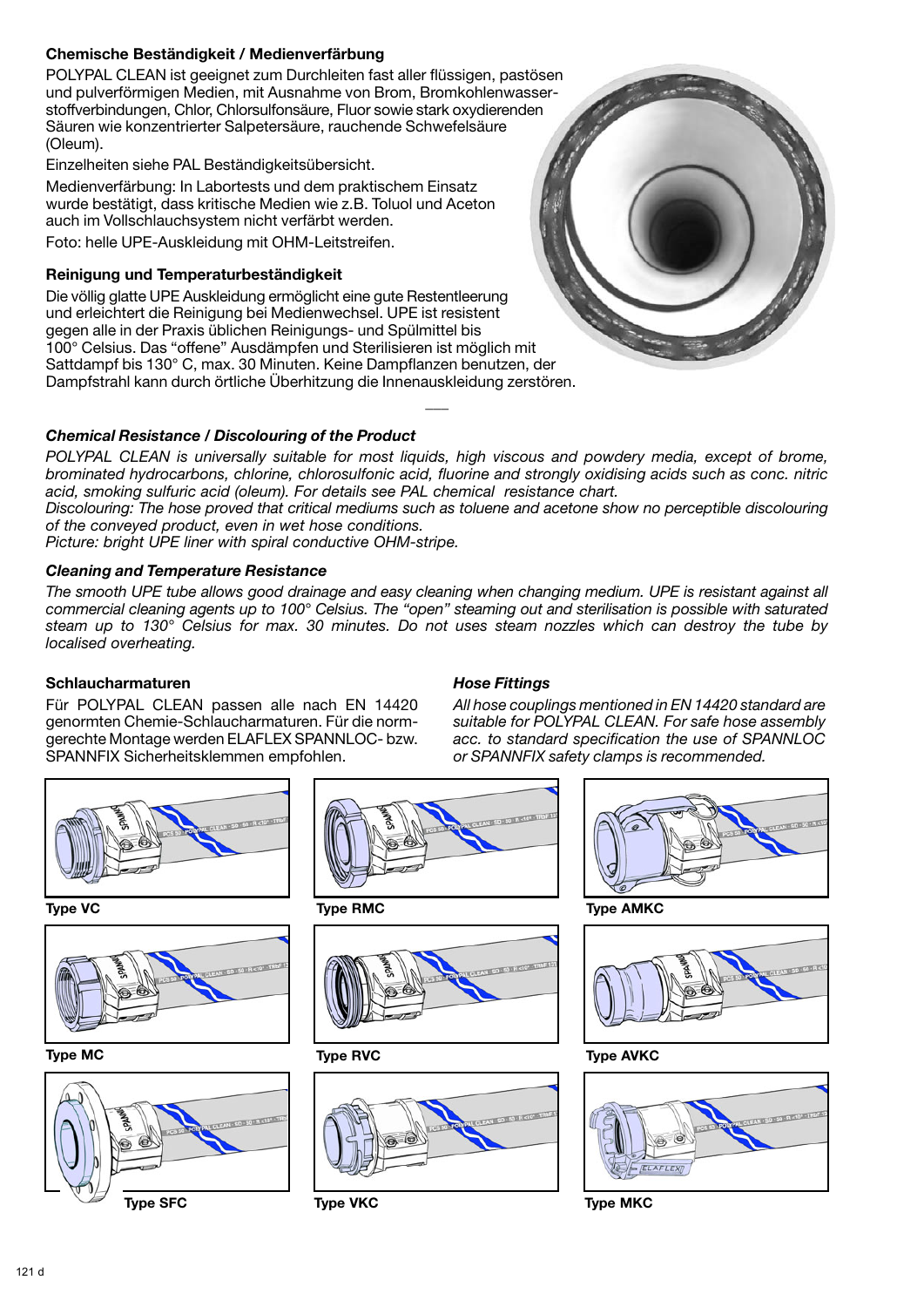**Chemische Beständigkeit / Medienverfärbung**

POLYPAL CLEAN ist geeignet zum Durchleiten fast aller flüssigen, pastösen und pulverförmigen Medien, mit Ausnahme von Brom, Bromkohlenwasserstoffverbindungen, Chlor, Chlorsulfonsäure, Fluor sowie stark oxydierenden Säuren wie konzentrierter Salpetersäure, rauchende Schwefelsäure (Oleum).

Einzelheiten siehe PAL Beständigkeitsübersicht.

Medienverfärbung: In Labortests und dem praktischem Einsatz wurde bestätigt, dass kritische Medien wie z.B. Toluol und Aceton auch im Vollschlauchsystem nicht verfärbt werden.

Foto: helle UPE-Auskleidung mit OHM-Leitstreifen.

**Reinigung und Temperaturbeständigkeit**

Die völlig glatte UPE Auskleidung ermöglicht eine gute Restentleerung und erleichtert die Reinigung bei Medienwechsel. UPE ist resistent gegen alle in der Praxis üblichen Reinigungs- und Spülmittel bis 100° Celsius. Das "offene" Ausdämpfen und Sterilisieren ist möglich mit Sattdampf bis 130° C, max. 30 Minuten. Keine Dampflanzen benutzen, der Dampfstrahl kann durch örtliche Überhitzung die Innenauskleidung zerstören.

***Chemical Resistance / Discolouring of the Product***

*POLYPAL CLEAN is universally suitable for most liquids, high viscous and powdery media, except of brome, brominated hydrocarbons, chlorine, chlorosulfonic acid, fluorine and strongly oxidising acids such as conc. nitric acid, smoking sulfuric acid (oleum). For details see PAL chemical resistance chart.*
*Discolouring: The hose proved that critical mediums such as toluene and acetone show no perceptible discolouring of the conveyed product, even in wet hose conditions.*
*Picture: bright UPE liner with spiral conductive OHM-stripe.*

***Cleaning and Temperature Resistance***

*The smooth UPE tube allows good drainage and easy cleaning when changing medium. UPE is resistant against all commercial cleaning agents up to 100° Celsius. The "open" steaming out and sterilisation is possible with saturated steam up to 130° Celsius for max. 30 minutes. Do not uses steam nozzles which can destroy the tube by localised overheating.*

**Schlaucharmaturen**

Für POLYPAL CLEAN passen alle nach EN 14420 genormten Chemie-Schlaucharmaturen. Für die normgerechte Montage werden ELAFLEX SPANNLOC- bzw. SPANNFIX Sicherheitsklemmen empfohlen.

***Hose Fittings***

*All hose couplings mentioned in EN 14420 standard are suitable for POLYPAL CLEAN. For safe hose assembly acc. to standard specification the use of SPANNLOC or SPANNFIX safety clamps is recommended.*

**Type VC**

**Type RMC**

**Type AMKC**

**Type MC**

**Type RVC**

**Type AVKC**

**Type SFC**

**Type VKC**

**Type MKC**